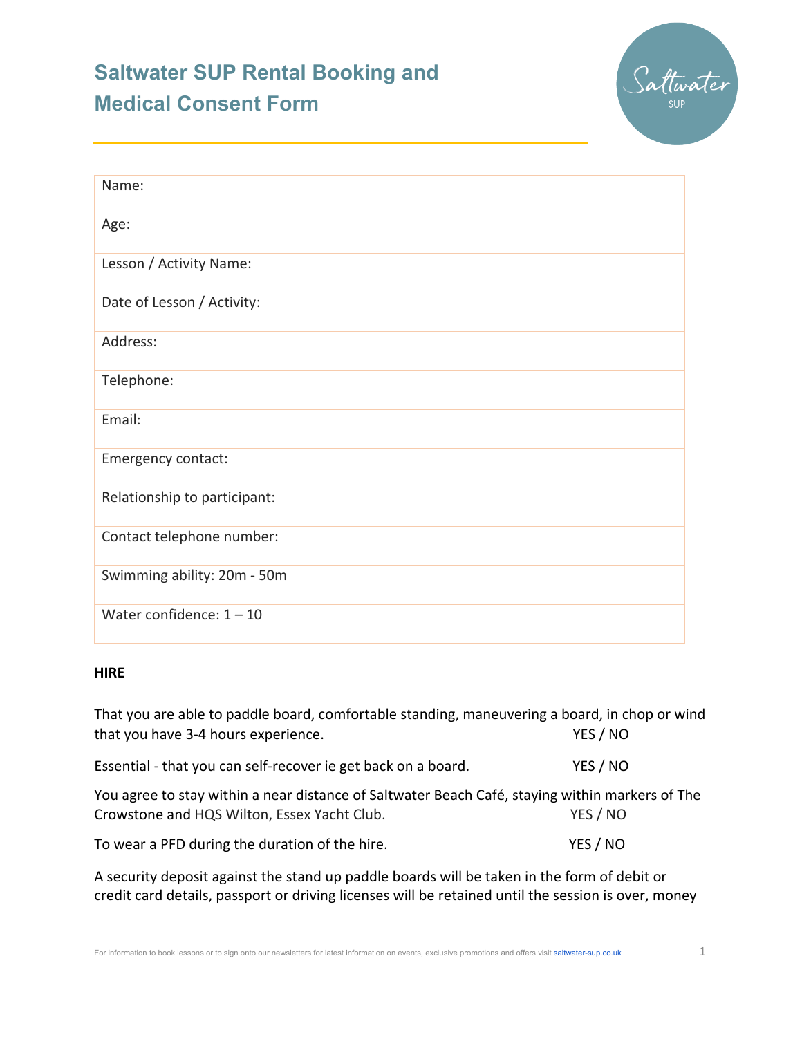# Saltwater SUP Rental Booking and Medical Consent Form

| |
|---|
| Name: |
| Age: |
| Lesson / Activity Name: |
| Date of Lesson / Activity: |
| Address: |
| Telephone: |
| Email: |
| Emergency contact: |
| Relationship to participant: |
| Contact telephone number: |
| Swimming ability: 20m - 50m |
| Water confidence: 1 – 10 |

**HIRE**

That you are able to paddle board, comfortable standing, maneuvering a board, in chop or wind that you have 3-4 hours experience. YES / NO

Essential - that you can self-recover ie get back on a board. YES / NO

You agree to stay within a near distance of Saltwater Beach Café, staying within markers of The Crowstone and HQS Wilton, Essex Yacht Club. YES / NO

To wear a PFD during the duration of the hire. YES / NO

A security deposit against the stand up paddle boards will be taken in the form of debit or credit card details, passport or driving licenses will be retained until the session is over, money

For information to book lessons or to sign onto our newsletters for latest information on events, exclusive promotions and offers visit saltwater-sup.co.uk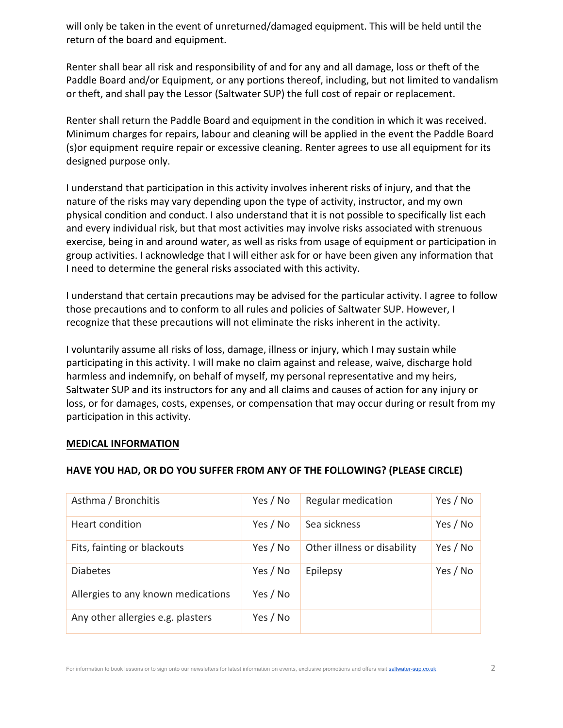will only be taken in the event of unreturned/damaged equipment. This will be held until the return of the board and equipment.

Renter shall bear all risk and responsibility of and for any and all damage, loss or theft of the Paddle Board and/or Equipment, or any portions thereof, including, but not limited to vandalism or theft, and shall pay the Lessor (Saltwater SUP) the full cost of repair or replacement.

Renter shall return the Paddle Board and equipment in the condition in which it was received. Minimum charges for repairs, labour and cleaning will be applied in the event the Paddle Board (s)or equipment require repair or excessive cleaning. Renter agrees to use all equipment for its designed purpose only.

I understand that participation in this activity involves inherent risks of injury, and that the nature of the risks may vary depending upon the type of activity, instructor, and my own physical condition and conduct. I also understand that it is not possible to specifically list each and every individual risk, but that most activities may involve risks associated with strenuous exercise, being in and around water, as well as risks from usage of equipment or participation in group activities. I acknowledge that I will either ask for or have been given any information that I need to determine the general risks associated with this activity.

I understand that certain precautions may be advised for the particular activity. I agree to follow those precautions and to conform to all rules and policies of Saltwater SUP. However, I recognize that these precautions will not eliminate the risks inherent in the activity.

I voluntarily assume all risks of loss, damage, illness or injury, which I may sustain while participating in this activity. I will make no claim against and release, waive, discharge hold harmless and indemnify, on behalf of myself, my personal representative and my heirs, Saltwater SUP and its instructors for any and all claims and causes of action for any injury or loss, or for damages, costs, expenses, or compensation that may occur during or result from my participation in this activity.

**MEDICAL INFORMATION**

**HAVE YOU HAD, OR DO YOU SUFFER FROM ANY OF THE FOLLOWING? (PLEASE CIRCLE)**

| | | | |
|---|---|---|---|
| Asthma / Bronchitis | Yes / No | Regular medication | Yes / No |
| Heart condition | Yes / No | Sea sickness | Yes / No |
| Fits, fainting or blackouts | Yes / No | Other illness or disability | Yes / No |
| Diabetes | Yes / No | Epilepsy | Yes / No |
| Allergies to any known medications | Yes / No | | |
| Any other allergies e.g. plasters | Yes / No | | |

For information to book lessons or to sign onto our newsletters for latest information on events, exclusive promotions and offers visit saltwater-sup.co.uk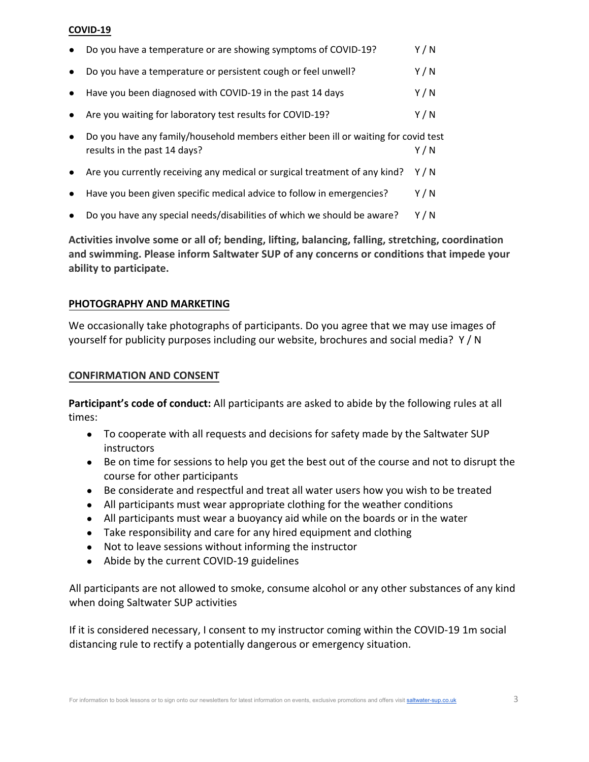## COVID-19

- Do you have a temperature or are showing symptoms of COVID-19? Y / N
- Do you have a temperature or persistent cough or feel unwell? Y / N
- Have you been diagnosed with COVID-19 in the past 14 days Y / N
- Are you waiting for laboratory test results for COVID-19? Y / N
- Do you have any family/household members either been ill or waiting for covid test results in the past 14 days? Y / N
- Are you currently receiving any medical or surgical treatment of any kind? Y / N
- Have you been given specific medical advice to follow in emergencies? Y / N
- Do you have any special needs/disabilities of which we should be aware? Y / N

**Activities involve some or all of; bending, lifting, balancing, falling, stretching, coordination and swimming. Please inform Saltwater SUP of any concerns or conditions that impede your ability to participate.**

## PHOTOGRAPHY AND MARKETING

We occasionally take photographs of participants. Do you agree that we may use images of yourself for publicity purposes including our website, brochures and social media? Y / N

## CONFIRMATION AND CONSENT

**Participant's code of conduct:** All participants are asked to abide by the following rules at all times:

- To cooperate with all requests and decisions for safety made by the Saltwater SUP instructors
- Be on time for sessions to help you get the best out of the course and not to disrupt the course for other participants
- Be considerate and respectful and treat all water users how you wish to be treated
- All participants must wear appropriate clothing for the weather conditions
- All participants must wear a buoyancy aid while on the boards or in the water
- Take responsibility and care for any hired equipment and clothing
- Not to leave sessions without informing the instructor
- Abide by the current COVID-19 guidelines

All participants are not allowed to smoke, consume alcohol or any other substances of any kind when doing Saltwater SUP activities

If it is considered necessary, I consent to my instructor coming within the COVID-19 1m social distancing rule to rectify a potentially dangerous or emergency situation.

For information to book lessons or to sign onto our newsletters for latest information on events, exclusive promotions and offers visit saltwater-sup.co.uk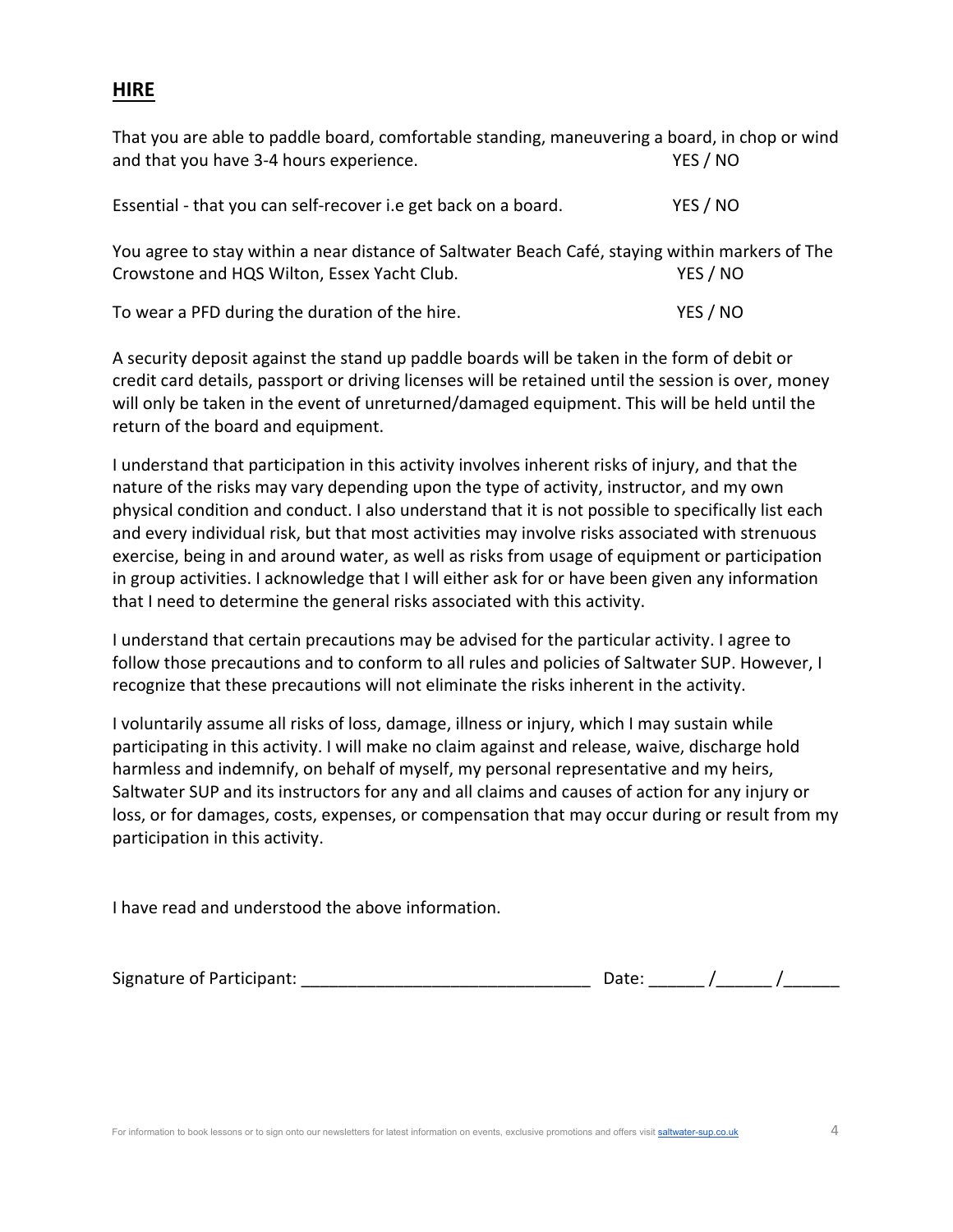## HIRE

That you are able to paddle board, comfortable standing, maneuvering a board, in chop or wind and that you have 3-4 hours experience. YES / NO

Essential - that you can self-recover i.e get back on a board. YES / NO

You agree to stay within a near distance of Saltwater Beach Café, staying within markers of The Crowstone and HQS Wilton, Essex Yacht Club. YES / NO

To wear a PFD during the duration of the hire. YES / NO

A security deposit against the stand up paddle boards will be taken in the form of debit or credit card details, passport or driving licenses will be retained until the session is over, money will only be taken in the event of unreturned/damaged equipment. This will be held until the return of the board and equipment.

I understand that participation in this activity involves inherent risks of injury, and that the nature of the risks may vary depending upon the type of activity, instructor, and my own physical condition and conduct. I also understand that it is not possible to specifically list each and every individual risk, but that most activities may involve risks associated with strenuous exercise, being in and around water, as well as risks from usage of equipment or participation in group activities. I acknowledge that I will either ask for or have been given any information that I need to determine the general risks associated with this activity.

I understand that certain precautions may be advised for the particular activity. I agree to follow those precautions and to conform to all rules and policies of Saltwater SUP. However, I recognize that these precautions will not eliminate the risks inherent in the activity.

I voluntarily assume all risks of loss, damage, illness or injury, which I may sustain while participating in this activity. I will make no claim against and release, waive, discharge hold harmless and indemnify, on behalf of myself, my personal representative and my heirs, Saltwater SUP and its instructors for any and all claims and causes of action for any injury or loss, or for damages, costs, expenses, or compensation that may occur during or result from my participation in this activity.

I have read and understood the above information.

Signature of Participant: ______________________________ Date: ______ /______ /______

For information to book lessons or to sign onto our newsletters for latest information on events, exclusive promotions and offers visit saltwater-sup.co.uk